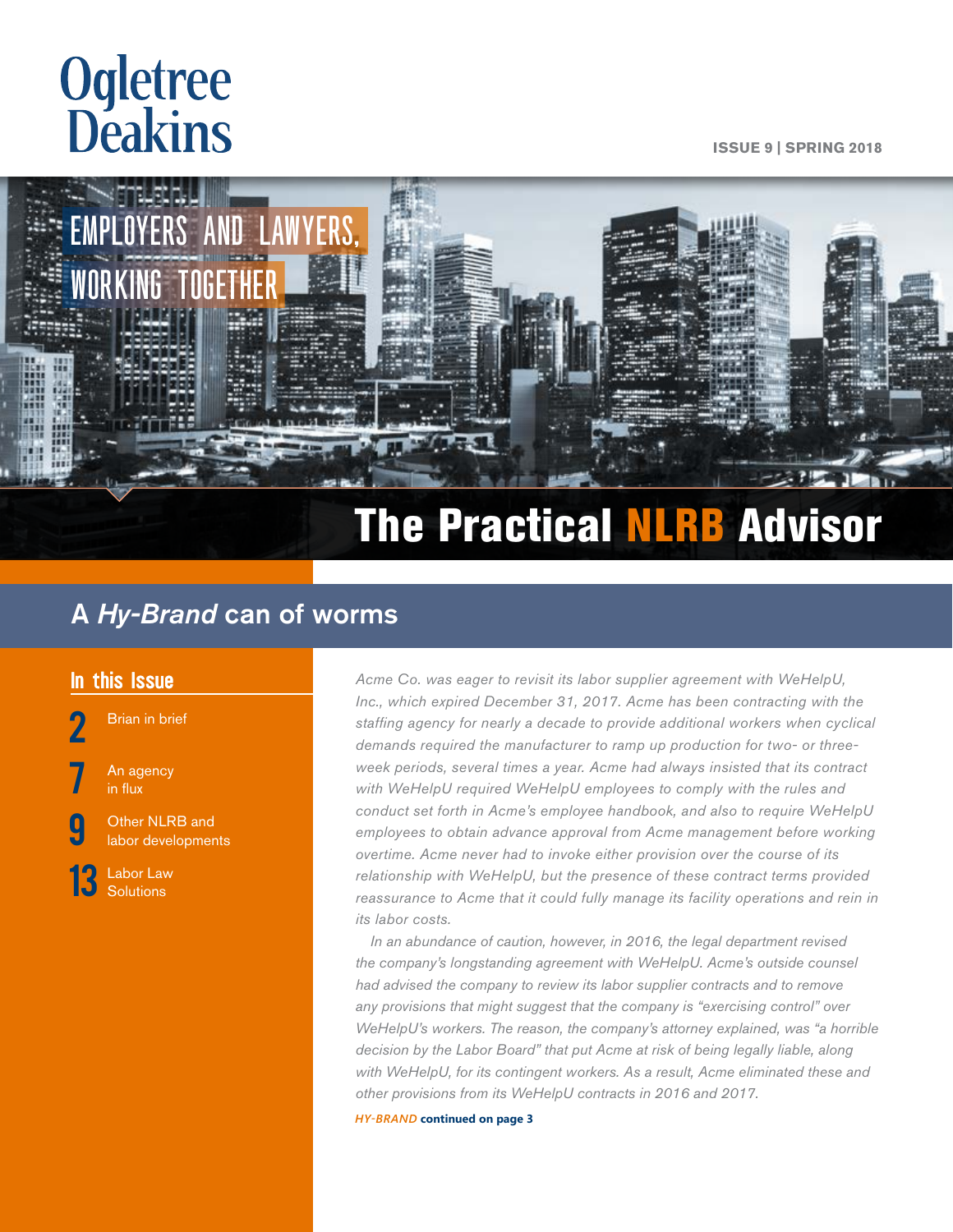Ogletree Deakins

ISSUE 9 | SPRING 2018

EMPLOYERS AND LAWYERS, WORKING TOGETHER

# The Practical NLRB Advisor

## A *Hy-Brand* can of worms

### In this Issue

2 Brian in brief

7 An agency in flux

9 Other NLRB and labor developments

13 Labor Law Solutions

*Acme Co. was eager to revisit its labor supplier agreement with WeHelpU, Inc., which expired December 31, 2017. Acme has been contracting with the staffing agency for nearly a decade to provide additional workers when cyclical demands required the manufacturer to ramp up production for two- or three-week periods, several times a year. Acme had always insisted that its contract with WeHelpU required WeHelpU employees to comply with the rules and conduct set forth in Acme's employee handbook, and also to require WeHelpU employees to obtain advance approval from Acme management before working overtime. Acme never had to invoke either provision over the course of its relationship with WeHelpU, but the presence of these contract terms provided reassurance to Acme that it could fully manage its facility operations and rein in its labor costs.*

*In an abundance of caution, however, in 2016, the legal department revised the company's longstanding agreement with WeHelpU. Acme's outside counsel had advised the company to review its labor supplier contracts and to remove any provisions that might suggest that the company is "exercising control" over WeHelpU's workers. The reason, the company's attorney explained, was "a horrible decision by the Labor Board" that put Acme at risk of being legally liable, along with WeHelpU, for its contingent workers. As a result, Acme eliminated these and other provisions from its WeHelpU contracts in 2016 and 2017.*

***HY-BRAND* continued on page 3**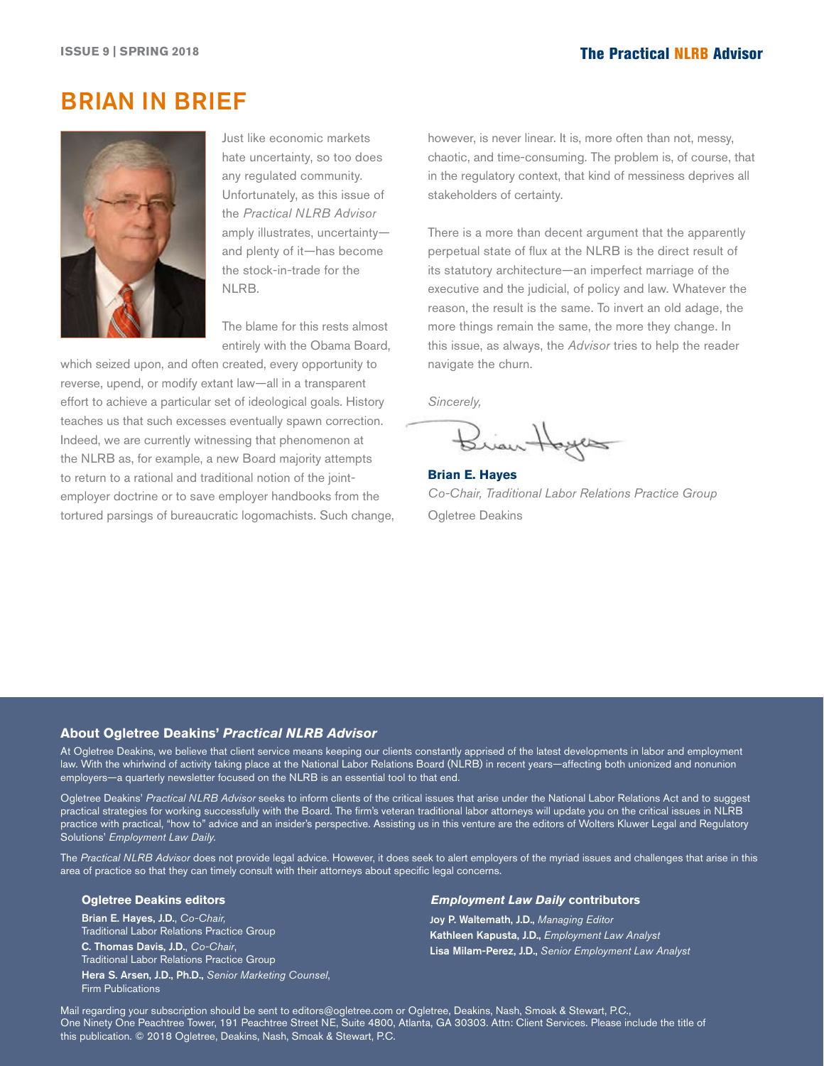# BRIAN IN BRIEF

Just like economic markets hate uncertainty, so too does any regulated community. Unfortunately, as this issue of the *Practical NLRB Advisor* amply illustrates, uncertainty—and plenty of it—has become the stock-in-trade for the NLRB.

The blame for this rests almost entirely with the Obama Board, which seized upon, and often created, every opportunity to reverse, upend, or modify extant law—all in a transparent effort to achieve a particular set of ideological goals. History teaches us that such excesses eventually spawn correction. Indeed, we are currently witnessing that phenomenon at the NLRB as, for example, a new Board majority attempts to return to a rational and traditional notion of the joint-employer doctrine or to save employer handbooks from the tortured parsings of bureaucratic logomachists. Such change, however, is never linear. It is, more often than not, messy, chaotic, and time-consuming. The problem is, of course, that in the regulatory context, that kind of messiness deprives all stakeholders of certainty.

There is a more than decent argument that the apparently perpetual state of flux at the NLRB is the direct result of its statutory architecture—an imperfect marriage of the executive and the judicial, of policy and law. Whatever the reason, the result is the same. To invert an old adage, the more things remain the same, the more they change. In this issue, as always, the *Advisor* tries to help the reader navigate the churn.

*Sincerely,*

**Brian E. Hayes**
*Co-Chair, Traditional Labor Relations Practice Group*
Ogletree Deakins

### About Ogletree Deakins' *Practical NLRB Advisor*

At Ogletree Deakins, we believe that client service means keeping our clients constantly apprised of the latest developments in labor and employment law. With the whirlwind of activity taking place at the National Labor Relations Board (NLRB) in recent years—affecting both unionized and nonunion employers—a quarterly newsletter focused on the NLRB is an essential tool to that end.

Ogletree Deakins' *Practical NLRB Advisor* seeks to inform clients of the critical issues that arise under the National Labor Relations Act and to suggest practical strategies for working successfully with the Board. The firm's veteran traditional labor attorneys will update you on the critical issues in NLRB practice with practical, "how to" advice and an insider's perspective. Assisting us in this venture are the editors of Wolters Kluwer Legal and Regulatory Solutions' *Employment Law Daily*.

The *Practical NLRB Advisor* does not provide legal advice. However, it does seek to alert employers of the myriad issues and challenges that arise in this area of practice so that they can timely consult with their attorneys about specific legal concerns.

#### Ogletree Deakins editors

**Brian E. Hayes, J.D.**, *Co-Chair*, Traditional Labor Relations Practice Group
**C. Thomas Davis, J.D.**, *Co-Chair*, Traditional Labor Relations Practice Group
**Hera S. Arsen, J.D., Ph.D.**, *Senior Marketing Counsel*, Firm Publications

#### *Employment Law Daily* contributors

**Joy P. Waltemath, J.D.**, *Managing Editor*
**Kathleen Kapusta, J.D.**, *Employment Law Analyst*
**Lisa Milam-Perez, J.D.**, *Senior Employment Law Analyst*

Mail regarding your subscription should be sent to editors@ogletree.com or Ogletree, Deakins, Nash, Smoak & Stewart, P.C., One Ninety One Peachtree Tower, 191 Peachtree Street NE, Suite 4800, Atlanta, GA 30303. Attn: Client Services. Please include the title of this publication. © 2018 Ogletree, Deakins, Nash, Smoak & Stewart, P.C.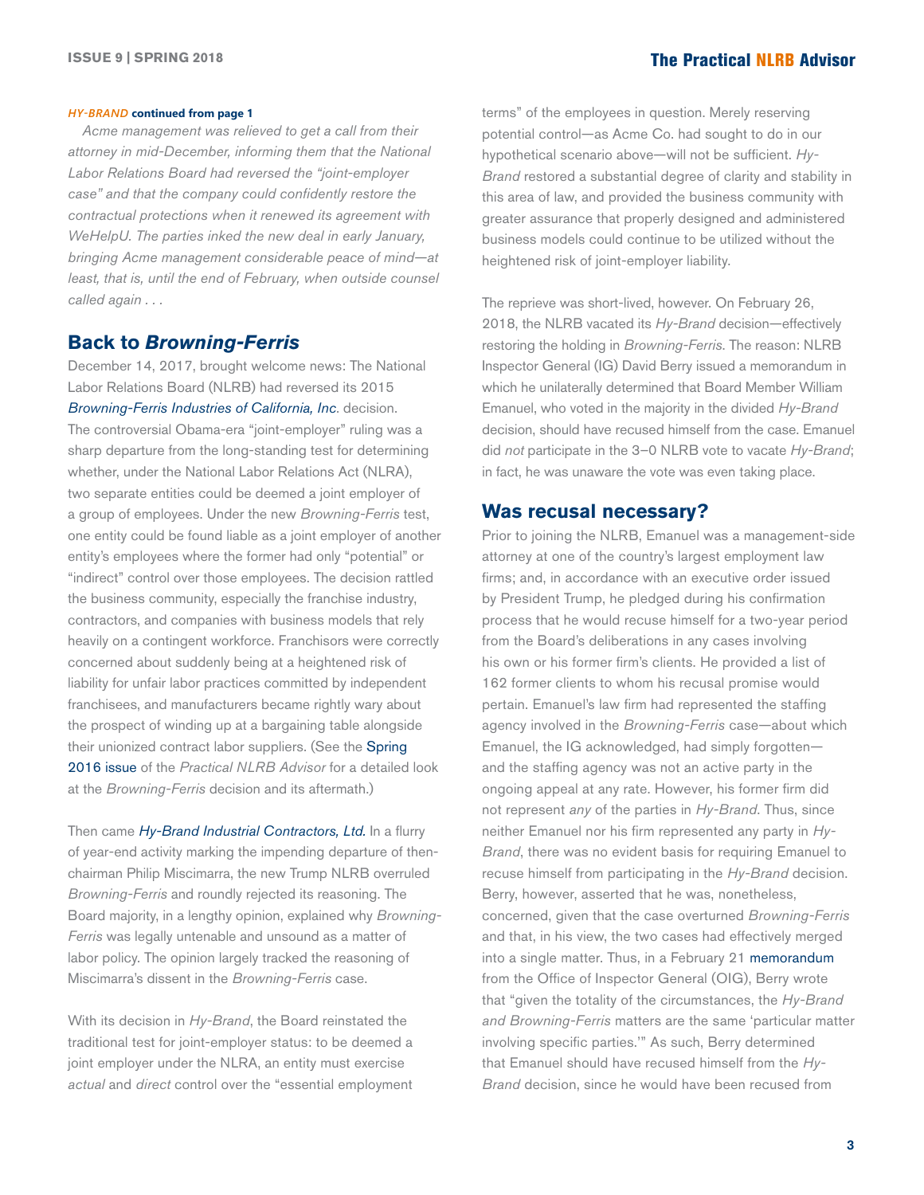***HY-BRAND* continued from page 1**

*Acme management was relieved to get a call from their attorney in mid-December, informing them that the National Labor Relations Board had reversed the "joint-employer case" and that the company could confidently restore the contractual protections when it renewed its agreement with WeHelpU. The parties inked the new deal in early January, bringing Acme management considerable peace of mind—at least, that is, until the end of February, when outside counsel called again . . .*

## Back to *Browning-Ferris*

December 14, 2017, brought welcome news: The National Labor Relations Board (NLRB) had reversed its 2015 *Browning-Ferris Industries of California, Inc.* decision. The controversial Obama-era "joint-employer" ruling was a sharp departure from the long-standing test for determining whether, under the National Labor Relations Act (NLRA), two separate entities could be deemed a joint employer of a group of employees. Under the new *Browning-Ferris* test, one entity could be found liable as a joint employer of another entity's employees where the former had only "potential" or "indirect" control over those employees. The decision rattled the business community, especially the franchise industry, contractors, and companies with business models that rely heavily on a contingent workforce. Franchisors were correctly concerned about suddenly being at a heightened risk of liability for unfair labor practices committed by independent franchisees, and manufacturers became rightly wary about the prospect of winding up at a bargaining table alongside their unionized contract labor suppliers. (See the Spring 2016 issue of the *Practical NLRB Advisor* for a detailed look at the *Browning-Ferris* decision and its aftermath.)

Then came *Hy-Brand Industrial Contractors, Ltd.* In a flurry of year-end activity marking the impending departure of then-chairman Philip Miscimarra, the new Trump NLRB overruled *Browning-Ferris* and roundly rejected its reasoning. The Board majority, in a lengthy opinion, explained why *Browning-Ferris* was legally untenable and unsound as a matter of labor policy. The opinion largely tracked the reasoning of Miscimarra's dissent in the *Browning-Ferris* case.

With its decision in *Hy-Brand*, the Board reinstated the traditional test for joint-employer status: to be deemed a joint employer under the NLRA, an entity must exercise *actual* and *direct* control over the "essential employment terms" of the employees in question. Merely reserving potential control—as Acme Co. had sought to do in our hypothetical scenario above—will not be sufficient. *Hy-Brand* restored a substantial degree of clarity and stability in this area of law, and provided the business community with greater assurance that properly designed and administered business models could continue to be utilized without the heightened risk of joint-employer liability.

The reprieve was short-lived, however. On February 26, 2018, the NLRB vacated its *Hy-Brand* decision—effectively restoring the holding in *Browning-Ferris*. The reason: NLRB Inspector General (IG) David Berry issued a memorandum in which he unilaterally determined that Board Member William Emanuel, who voted in the majority in the divided *Hy-Brand* decision, should have recused himself from the case. Emanuel did *not* participate in the 3–0 NLRB vote to vacate *Hy-Brand*; in fact, he was unaware the vote was even taking place.

## Was recusal necessary?

Prior to joining the NLRB, Emanuel was a management-side attorney at one of the country's largest employment law firms; and, in accordance with an executive order issued by President Trump, he pledged during his confirmation process that he would recuse himself for a two-year period from the Board's deliberations in any cases involving his own or his former firm's clients. He provided a list of 162 former clients to whom his recusal promise would pertain. Emanuel's law firm had represented the staffing agency involved in the *Browning-Ferris* case—about which Emanuel, the IG acknowledged, had simply forgotten—and the staffing agency was not an active party in the ongoing appeal at any rate. However, his former firm did not represent *any* of the parties in *Hy-Brand*. Thus, since neither Emanuel nor his firm represented any party in *Hy-Brand*, there was no evident basis for requiring Emanuel to recuse himself from participating in the *Hy-Brand* decision. Berry, however, asserted that he was, nonetheless, concerned, given that the case overturned *Browning-Ferris* and that, in his view, the two cases had effectively merged into a single matter. Thus, in a February 21 memorandum from the Office of Inspector General (OIG), Berry wrote that "given the totality of the circumstances, the *Hy-Brand and Browning-Ferris* matters are the same 'particular matter involving specific parties.'" As such, Berry determined that Emanuel should have recused himself from the *Hy-Brand* decision, since he would have been recused from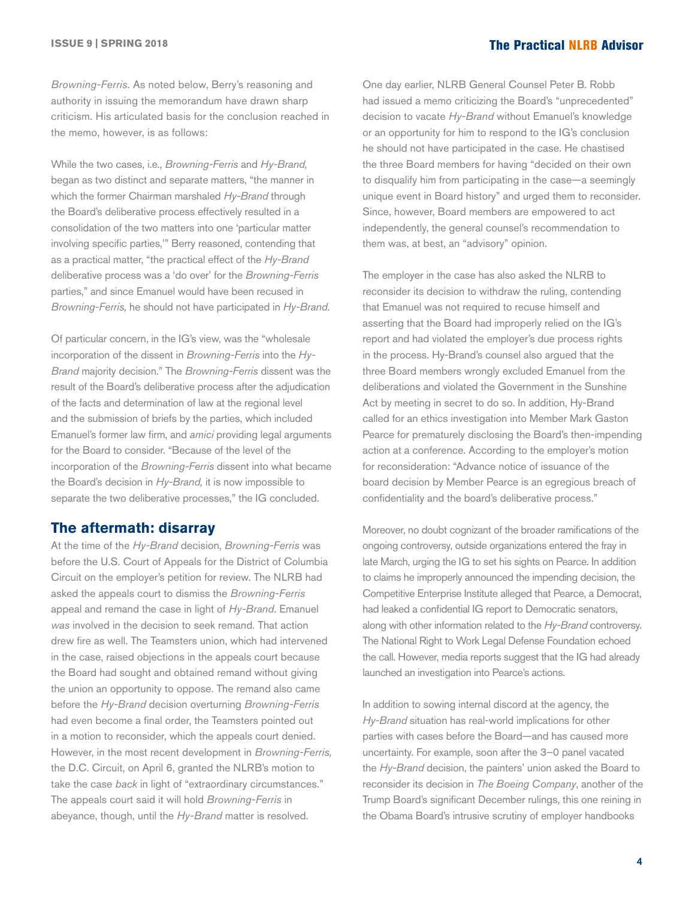*Browning-Ferris*. As noted below, Berry's reasoning and authority in issuing the memorandum have drawn sharp criticism. His articulated basis for the conclusion reached in the memo, however, is as follows:

While the two cases, i.e., *Browning-Ferris* and *Hy-Brand,* began as two distinct and separate matters, "the manner in which the former Chairman marshaled *Hy-Brand* through the Board's deliberative process effectively resulted in a consolidation of the two matters into one 'particular matter involving specific parties,'" Berry reasoned, contending that as a practical matter, "the practical effect of the *Hy-Brand* deliberative process was a 'do over' for the *Browning-Ferris* parties," and since Emanuel would have been recused in *Browning-Ferris,* he should not have participated in *Hy-Brand.*

Of particular concern, in the IG's view, was the "wholesale incorporation of the dissent in *Browning-Ferris* into the *Hy-Brand* majority decision." The *Browning-Ferris* dissent was the result of the Board's deliberative process after the adjudication of the facts and determination of law at the regional level and the submission of briefs by the parties, which included Emanuel's former law firm, and *amici* providing legal arguments for the Board to consider. "Because of the level of the incorporation of the *Browning-Ferris* dissent into what became the Board's decision in *Hy-Brand,* it is now impossible to separate the two deliberative processes," the IG concluded.

## The aftermath: disarray

At the time of the *Hy-Brand* decision, *Browning-Ferris* was before the U.S. Court of Appeals for the District of Columbia Circuit on the employer's petition for review. The NLRB had asked the appeals court to dismiss the *Browning-Ferris* appeal and remand the case in light of *Hy-Brand*. Emanuel *was* involved in the decision to seek remand. That action drew fire as well. The Teamsters union, which had intervened in the case, raised objections in the appeals court because the Board had sought and obtained remand without giving the union an opportunity to oppose. The remand also came before the *Hy-Brand* decision overturning *Browning-Ferris* had even become a final order, the Teamsters pointed out in a motion to reconsider, which the appeals court denied. However, in the most recent development in *Browning-Ferris,* the D.C. Circuit, on April 6, granted the NLRB's motion to take the case *back* in light of "extraordinary circumstances." The appeals court said it will hold *Browning-Ferris* in abeyance, though, until the *Hy-Brand* matter is resolved.

One day earlier, NLRB General Counsel Peter B. Robb had issued a memo criticizing the Board's "unprecedented" decision to vacate *Hy-Brand* without Emanuel's knowledge or an opportunity for him to respond to the IG's conclusion he should not have participated in the case. He chastised the three Board members for having "decided on their own to disqualify him from participating in the case—a seemingly unique event in Board history" and urged them to reconsider. Since, however, Board members are empowered to act independently, the general counsel's recommendation to them was, at best, an "advisory" opinion.

The employer in the case has also asked the NLRB to reconsider its decision to withdraw the ruling, contending that Emanuel was not required to recuse himself and asserting that the Board had improperly relied on the IG's report and had violated the employer's due process rights in the process. Hy-Brand's counsel also argued that the three Board members wrongly excluded Emanuel from the deliberations and violated the Government in the Sunshine Act by meeting in secret to do so. In addition, Hy-Brand called for an ethics investigation into Member Mark Gaston Pearce for prematurely disclosing the Board's then-impending action at a conference. According to the employer's motion for reconsideration: "Advance notice of issuance of the board decision by Member Pearce is an egregious breach of confidentiality and the board's deliberative process."

Moreover, no doubt cognizant of the broader ramifications of the ongoing controversy, outside organizations entered the fray in late March, urging the IG to set his sights on Pearce. In addition to claims he improperly announced the impending decision, the Competitive Enterprise Institute alleged that Pearce, a Democrat, had leaked a confidential IG report to Democratic senators, along with other information related to the *Hy-Brand* controversy. The National Right to Work Legal Defense Foundation echoed the call. However, media reports suggest that the IG had already launched an investigation into Pearce's actions.

In addition to sowing internal discord at the agency, the *Hy-Brand* situation has real-world implications for other parties with cases before the Board—and has caused more uncertainty. For example, soon after the 3–0 panel vacated the *Hy-Brand* decision, the painters' union asked the Board to reconsider its decision in *The Boeing Company*, another of the Trump Board's significant December rulings, this one reining in the Obama Board's intrusive scrutiny of employer handbooks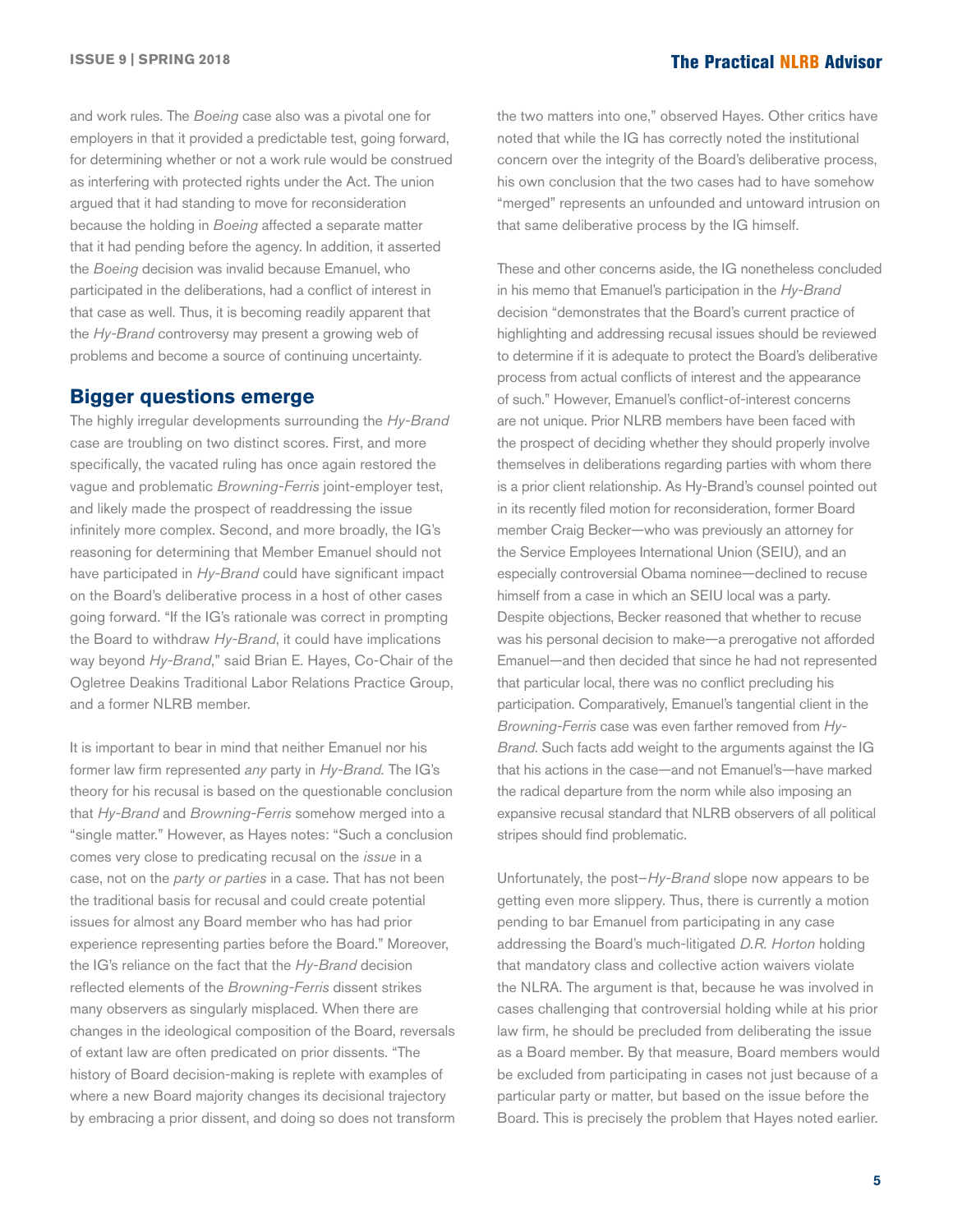and work rules. The *Boeing* case also was a pivotal one for employers in that it provided a predictable test, going forward, for determining whether or not a work rule would be construed as interfering with protected rights under the Act. The union argued that it had standing to move for reconsideration because the holding in *Boeing* affected a separate matter that it had pending before the agency. In addition, it asserted the *Boeing* decision was invalid because Emanuel, who participated in the deliberations, had a conflict of interest in that case as well. Thus, it is becoming readily apparent that the *Hy-Brand* controversy may present a growing web of problems and become a source of continuing uncertainty.

## Bigger questions emerge

The highly irregular developments surrounding the *Hy-Brand* case are troubling on two distinct scores. First, and more specifically, the vacated ruling has once again restored the vague and problematic *Browning-Ferris* joint-employer test, and likely made the prospect of readdressing the issue infinitely more complex. Second, and more broadly, the IG's reasoning for determining that Member Emanuel should not have participated in *Hy-Brand* could have significant impact on the Board's deliberative process in a host of other cases going forward. "If the IG's rationale was correct in prompting the Board to withdraw *Hy-Brand*, it could have implications way beyond *Hy-Brand*," said Brian E. Hayes, Co-Chair of the Ogletree Deakins Traditional Labor Relations Practice Group, and a former NLRB member.

It is important to bear in mind that neither Emanuel nor his former law firm represented *any* party in *Hy-Brand*. The IG's theory for his recusal is based on the questionable conclusion that *Hy-Brand* and *Browning-Ferris* somehow merged into a "single matter." However, as Hayes notes: "Such a conclusion comes very close to predicating recusal on the *issue* in a case, not on the *party or parties* in a case. That has not been the traditional basis for recusal and could create potential issues for almost any Board member who has had prior experience representing parties before the Board." Moreover, the IG's reliance on the fact that the *Hy-Brand* decision reflected elements of the *Browning-Ferris* dissent strikes many observers as singularly misplaced. When there are changes in the ideological composition of the Board, reversals of extant law are often predicated on prior dissents. "The history of Board decision-making is replete with examples of where a new Board majority changes its decisional trajectory by embracing a prior dissent, and doing so does not transform the two matters into one," observed Hayes. Other critics have noted that while the IG has correctly noted the institutional concern over the integrity of the Board's deliberative process, his own conclusion that the two cases had to have somehow "merged" represents an unfounded and untoward intrusion on that same deliberative process by the IG himself.

These and other concerns aside, the IG nonetheless concluded in his memo that Emanuel's participation in the *Hy-Brand* decision "demonstrates that the Board's current practice of highlighting and addressing recusal issues should be reviewed to determine if it is adequate to protect the Board's deliberative process from actual conflicts of interest and the appearance of such." However, Emanuel's conflict-of-interest concerns are not unique. Prior NLRB members have been faced with the prospect of deciding whether they should properly involve themselves in deliberations regarding parties with whom there is a prior client relationship. As Hy-Brand's counsel pointed out in its recently filed motion for reconsideration, former Board member Craig Becker—who was previously an attorney for the Service Employees International Union (SEIU), and an especially controversial Obama nominee—declined to recuse himself from a case in which an SEIU local was a party. Despite objections, Becker reasoned that whether to recuse was his personal decision to make—a prerogative not afforded Emanuel—and then decided that since he had not represented that particular local, there was no conflict precluding his participation. Comparatively, Emanuel's tangential client in the *Browning-Ferris* case was even farther removed from *Hy-Brand*. Such facts add weight to the arguments against the IG that his actions in the case—and not Emanuel's—have marked the radical departure from the norm while also imposing an expansive recusal standard that NLRB observers of all political stripes should find problematic.

Unfortunately, the post–*Hy-Brand* slope now appears to be getting even more slippery. Thus, there is currently a motion pending to bar Emanuel from participating in any case addressing the Board's much-litigated *D.R. Horton* holding that mandatory class and collective action waivers violate the NLRA. The argument is that, because he was involved in cases challenging that controversial holding while at his prior law firm, he should be precluded from deliberating the issue as a Board member. By that measure, Board members would be excluded from participating in cases not just because of a particular party or matter, but based on the issue before the Board. This is precisely the problem that Hayes noted earlier.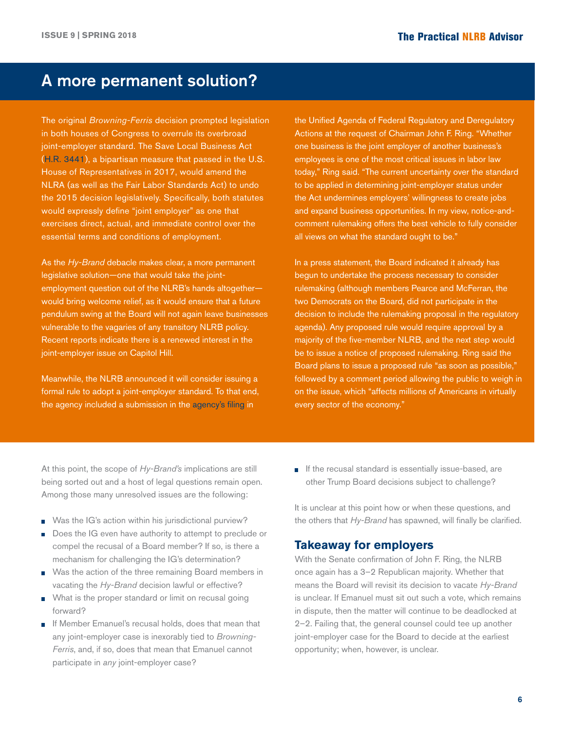## A more permanent solution?

The original *Browning-Ferris* decision prompted legislation in both houses of Congress to overrule its overbroad joint-employer standard. The Save Local Business Act (H.R. 3441), a bipartisan measure that passed in the U.S. House of Representatives in 2017, would amend the NLRA (as well as the Fair Labor Standards Act) to undo the 2015 decision legislatively. Specifically, both statutes would expressly define "joint employer" as one that exercises direct, actual, and immediate control over the essential terms and conditions of employment.

As the *Hy-Brand* debacle makes clear, a more permanent legislative solution—one that would take the joint-employment question out of the NLRB's hands altogether—would bring welcome relief, as it would ensure that a future pendulum swing at the Board will not again leave businesses vulnerable to the vagaries of any transitory NLRB policy. Recent reports indicate there is a renewed interest in the joint-employer issue on Capitol Hill.

Meanwhile, the NLRB announced it will consider issuing a formal rule to adopt a joint-employer standard. To that end, the agency included a submission in the agency's filing in the Unified Agenda of Federal Regulatory and Deregulatory Actions at the request of Chairman John F. Ring. "Whether one business is the joint employer of another business's employees is one of the most critical issues in labor law today," Ring said. "The current uncertainty over the standard to be applied in determining joint-employer status under the Act undermines employers' willingness to create jobs and expand business opportunities. In my view, notice-and-comment rulemaking offers the best vehicle to fully consider all views on what the standard ought to be."

In a press statement, the Board indicated it already has begun to undertake the process necessary to consider rulemaking (although members Pearce and McFerran, the two Democrats on the Board, did not participate in the decision to include the rulemaking proposal in the regulatory agenda). Any proposed rule would require approval by a majority of the five-member NLRB, and the next step would be to issue a notice of proposed rulemaking. Ring said the Board plans to issue a proposed rule "as soon as possible," followed by a comment period allowing the public to weigh in on the issue, which "affects millions of Americans in virtually every sector of the economy."

At this point, the scope of *Hy-Brand's* implications are still being sorted out and a host of legal questions remain open. Among those many unresolved issues are the following:

- Was the IG's action within his jurisdictional purview?
- Does the IG even have authority to attempt to preclude or compel the recusal of a Board member? If so, is there a mechanism for challenging the IG's determination?
- Was the action of the three remaining Board members in vacating the *Hy-Brand* decision lawful or effective?
- What is the proper standard or limit on recusal going forward?
- If Member Emanuel's recusal holds, does that mean that any joint-employer case is inexorably tied to *Browning-Ferris*, and, if so, does that mean that Emanuel cannot participate in *any* joint-employer case?
- If the recusal standard is essentially issue-based, are other Trump Board decisions subject to challenge?

It is unclear at this point how or when these questions, and the others that *Hy-Brand* has spawned, will finally be clarified.

### Takeaway for employers

With the Senate confirmation of John F. Ring, the NLRB once again has a 3–2 Republican majority. Whether that means the Board will revisit its decision to vacate *Hy-Brand* is unclear. If Emanuel must sit out such a vote, which remains in dispute, then the matter will continue to be deadlocked at 2–2. Failing that, the general counsel could tee up another joint-employer case for the Board to decide at the earliest opportunity; when, however, is unclear.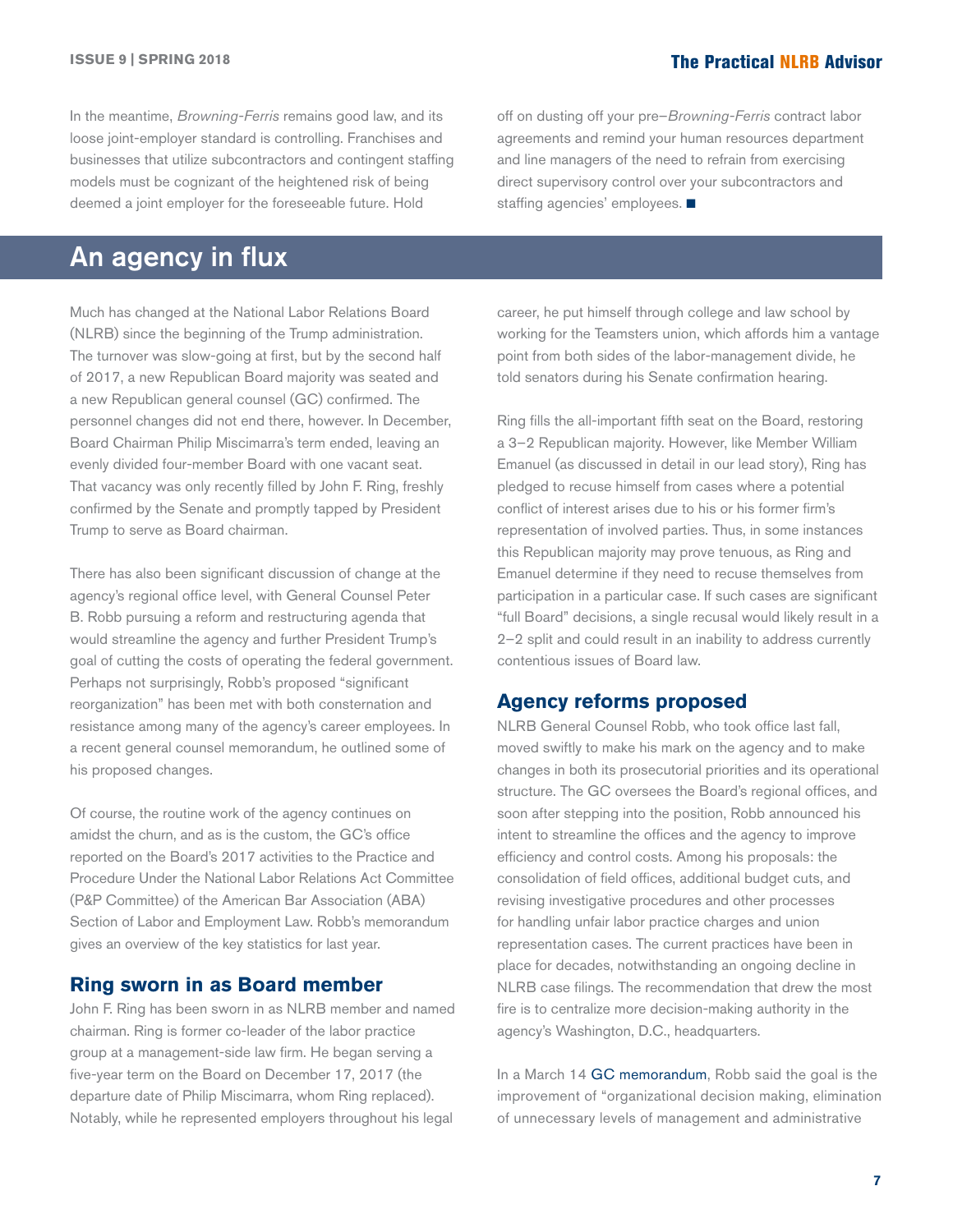In the meantime, *Browning-Ferris* remains good law, and its loose joint-employer standard is controlling. Franchises and businesses that utilize subcontractors and contingent staffing models must be cognizant of the heightened risk of being deemed a joint employer for the foreseeable future. Hold off on dusting off your pre–*Browning-Ferris* contract labor agreements and remind your human resources department and line managers of the need to refrain from exercising direct supervisory control over your subcontractors and staffing agencies' employees. ■

## An agency in flux

Much has changed at the National Labor Relations Board (NLRB) since the beginning of the Trump administration. The turnover was slow-going at first, but by the second half of 2017, a new Republican Board majority was seated and a new Republican general counsel (GC) confirmed. The personnel changes did not end there, however. In December, Board Chairman Philip Miscimarra's term ended, leaving an evenly divided four-member Board with one vacant seat. That vacancy was only recently filled by John F. Ring, freshly confirmed by the Senate and promptly tapped by President Trump to serve as Board chairman.

There has also been significant discussion of change at the agency's regional office level, with General Counsel Peter B. Robb pursuing a reform and restructuring agenda that would streamline the agency and further President Trump's goal of cutting the costs of operating the federal government. Perhaps not surprisingly, Robb's proposed "significant reorganization" has been met with both consternation and resistance among many of the agency's career employees. In a recent general counsel memorandum, he outlined some of his proposed changes.

Of course, the routine work of the agency continues on amidst the churn, and as is the custom, the GC's office reported on the Board's 2017 activities to the Practice and Procedure Under the National Labor Relations Act Committee (P&P Committee) of the American Bar Association (ABA) Section of Labor and Employment Law. Robb's memorandum gives an overview of the key statistics for last year.

### Ring sworn in as Board member

John F. Ring has been sworn in as NLRB member and named chairman. Ring is former co-leader of the labor practice group at a management-side law firm. He began serving a five-year term on the Board on December 17, 2017 (the departure date of Philip Miscimarra, whom Ring replaced). Notably, while he represented employers throughout his legal career, he put himself through college and law school by working for the Teamsters union, which affords him a vantage point from both sides of the labor-management divide, he told senators during his Senate confirmation hearing.

Ring fills the all-important fifth seat on the Board, restoring a 3–2 Republican majority. However, like Member William Emanuel (as discussed in detail in our lead story), Ring has pledged to recuse himself from cases where a potential conflict of interest arises due to his or his former firm's representation of involved parties. Thus, in some instances this Republican majority may prove tenuous, as Ring and Emanuel determine if they need to recuse themselves from participation in a particular case. If such cases are significant "full Board" decisions, a single recusal would likely result in a 2–2 split and could result in an inability to address currently contentious issues of Board law.

### Agency reforms proposed

NLRB General Counsel Robb, who took office last fall, moved swiftly to make his mark on the agency and to make changes in both its prosecutorial priorities and its operational structure. The GC oversees the Board's regional offices, and soon after stepping into the position, Robb announced his intent to streamline the offices and the agency to improve efficiency and control costs. Among his proposals: the consolidation of field offices, additional budget cuts, and revising investigative procedures and other processes for handling unfair labor practice charges and union representation cases. The current practices have been in place for decades, notwithstanding an ongoing decline in NLRB case filings. The recommendation that drew the most fire is to centralize more decision-making authority in the agency's Washington, D.C., headquarters.

In a March 14 GC memorandum, Robb said the goal is the improvement of "organizational decision making, elimination of unnecessary levels of management and administrative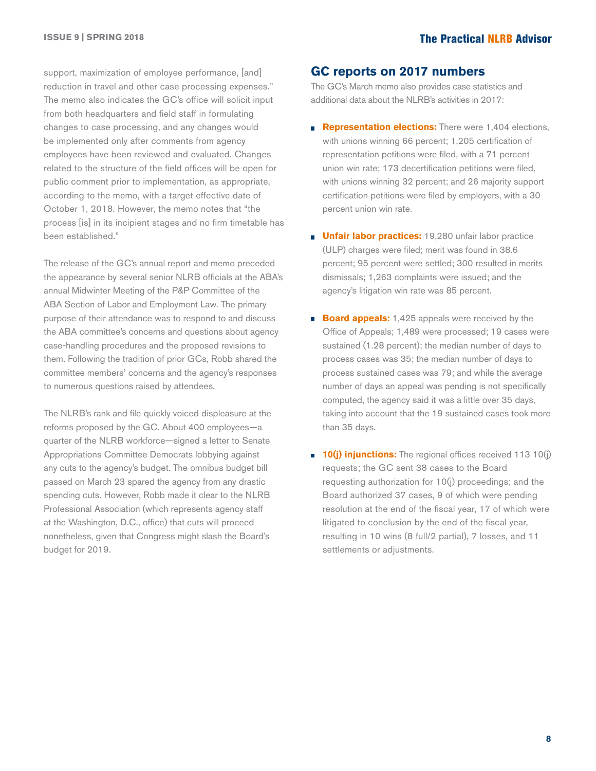support, maximization of employee performance, [and] reduction in travel and other case processing expenses." The memo also indicates the GC's office will solicit input from both headquarters and field staff in formulating changes to case processing, and any changes would be implemented only after comments from agency employees have been reviewed and evaluated. Changes related to the structure of the field offices will be open for public comment prior to implementation, as appropriate, according to the memo, with a target effective date of October 1, 2018. However, the memo notes that "the process [is] in its incipient stages and no firm timetable has been established."

The release of the GC's annual report and memo preceded the appearance by several senior NLRB officials at the ABA's annual Midwinter Meeting of the P&P Committee of the ABA Section of Labor and Employment Law. The primary purpose of their attendance was to respond to and discuss the ABA committee's concerns and questions about agency case-handling procedures and the proposed revisions to them. Following the tradition of prior GCs, Robb shared the committee members' concerns and the agency's responses to numerous questions raised by attendees.

The NLRB's rank and file quickly voiced displeasure at the reforms proposed by the GC. About 400 employees—a quarter of the NLRB workforce—signed a letter to Senate Appropriations Committee Democrats lobbying against any cuts to the agency's budget. The omnibus budget bill passed on March 23 spared the agency from any drastic spending cuts. However, Robb made it clear to the NLRB Professional Association (which represents agency staff at the Washington, D.C., office) that cuts will proceed nonetheless, given that Congress might slash the Board's budget for 2019.

## GC reports on 2017 numbers

The GC's March memo also provides case statistics and additional data about the NLRB's activities in 2017:

- **Representation elections:** There were 1,404 elections, with unions winning 66 percent; 1,205 certification of representation petitions were filed, with a 71 percent union win rate; 173 decertification petitions were filed, with unions winning 32 percent; and 26 majority support certification petitions were filed by employers, with a 30 percent union win rate.
- **Unfair labor practices:** 19,280 unfair labor practice (ULP) charges were filed; merit was found in 38.6 percent; 95 percent were settled; 300 resulted in merits dismissals; 1,263 complaints were issued; and the agency's litigation win rate was 85 percent.
- **Board appeals:** 1,425 appeals were received by the Office of Appeals; 1,489 were processed; 19 cases were sustained (1.28 percent); the median number of days to process cases was 35; the median number of days to process sustained cases was 79; and while the average number of days an appeal was pending is not specifically computed, the agency said it was a little over 35 days, taking into account that the 19 sustained cases took more than 35 days.
- **10(j) injunctions:** The regional offices received 113 10(j) requests; the GC sent 38 cases to the Board requesting authorization for 10(j) proceedings; and the Board authorized 37 cases, 9 of which were pending resolution at the end of the fiscal year, 17 of which were litigated to conclusion by the end of the fiscal year, resulting in 10 wins (8 full/2 partial), 7 losses, and 11 settlements or adjustments.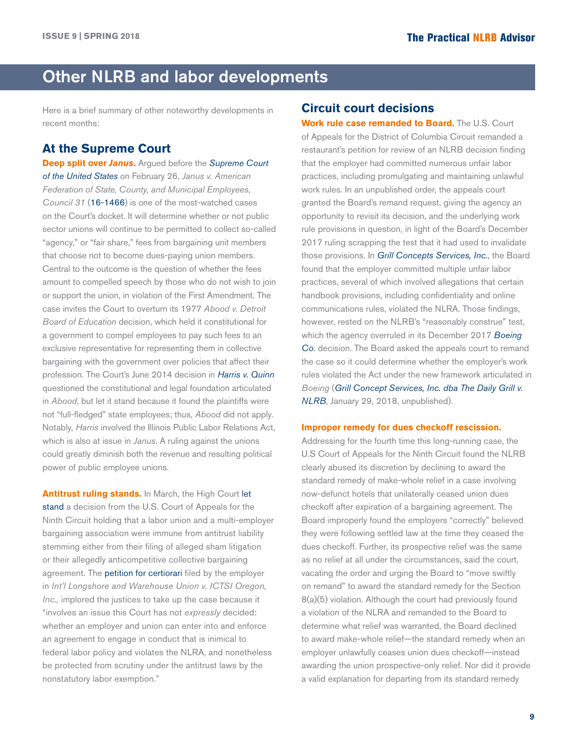# Other NLRB and labor developments

Here is a brief summary of other noteworthy developments in recent months:

## At the Supreme Court

**Deep split over *Janus*.** Argued before the *Supreme Court of the United States* on February 26, *Janus v. American Federation of State, County, and Municipal Employees, Council 31* (16-1466) is one of the most-watched cases on the Court's docket. It will determine whether or not public sector unions will continue to be permitted to collect so-called "agency," or "fair share," fees from bargaining unit members that choose not to become dues-paying union members. Central to the outcome is the question of whether the fees amount to compelled speech by those who do not wish to join or support the union, in violation of the First Amendment. The case invites the Court to overturn its 1977 *Abood v. Detroit Board of Education* decision, which held it constitutional for a government to compel employees to pay such fees to an exclusive representative for representing them in collective bargaining with the government over policies that affect their profession. The Court's June 2014 decision in *Harris v. Quinn* questioned the constitutional and legal foundation articulated in *Abood*, but let it stand because it found the plaintiffs were not "full-fledged" state employees; thus, *Abood* did not apply. Notably, *Harris* involved the Illinois Public Labor Relations Act, which is also at issue in *Janus*. A ruling against the unions could greatly diminish both the revenue and resulting political power of public employee unions.

**Antitrust ruling stands.** In March, the High Court let stand a decision from the U.S. Court of Appeals for the Ninth Circuit holding that a labor union and a multi-employer bargaining association were immune from antitrust liability stemming either from their filing of alleged sham litigation or their allegedly anticompetitive collective bargaining agreement. The petition for certiorari filed by the employer in *Int'l Longshore and Warehouse Union v. ICTSI Oregon, Inc.,* implored the justices to take up the case because it "involves an issue this Court has not *expressly* decided: whether an employer and union can enter into and enforce an agreement to engage in conduct that is inimical to federal labor policy and violates the NLRA, and nonetheless be protected from scrutiny under the antitrust laws by the nonstatutory labor exemption."

## Circuit court decisions

**Work rule case remanded to Board.** The U.S. Court of Appeals for the District of Columbia Circuit remanded a restaurant's petition for review of an NLRB decision finding that the employer had committed numerous unfair labor practices, including promulgating and maintaining unlawful work rules. In an unpublished order, the appeals court granted the Board's remand request, giving the agency an opportunity to revisit its decision, and the underlying work rule provisions in question, in light of the Board's December 2017 ruling scrapping the test that it had used to invalidate those provisions. In *Grill Concepts Services, Inc.*, the Board found that the employer committed multiple unfair labor practices, several of which involved allegations that certain handbook provisions, including confidentiality and online communications rules, violated the NLRA. Those findings, however, rested on the NLRB's "reasonably construe" test, which the agency overruled in its December 2017 *Boeing Co.* decision. The Board asked the appeals court to remand the case so it could determine whether the employer's work rules violated the Act under the new framework articulated in *Boeing* (*Grill Concept Services, Inc. dba The Daily Grill v. NLRB*, January 29, 2018, unpublished).

**Improper remedy for dues checkoff rescission.** Addressing for the fourth time this long-running case, the U.S Court of Appeals for the Ninth Circuit found the NLRB clearly abused its discretion by declining to award the standard remedy of make-whole relief in a case involving now-defunct hotels that unilaterally ceased union dues checkoff after expiration of a bargaining agreement. The Board improperly found the employers "correctly" believed they were following settled law at the time they ceased the dues checkoff. Further, its prospective relief was the same as no relief at all under the circumstances, said the court, vacating the order and urging the Board to "move swiftly on remand" to award the standard remedy for the Section 8(a)(5) violation. Although the court had previously found a violation of the NLRA and remanded to the Board to determine what relief was warranted, the Board declined to award make-whole relief—the standard remedy when an employer unlawfully ceases union dues checkoff—instead awarding the union prospective-only relief. Nor did it provide a valid explanation for departing from its standard remedy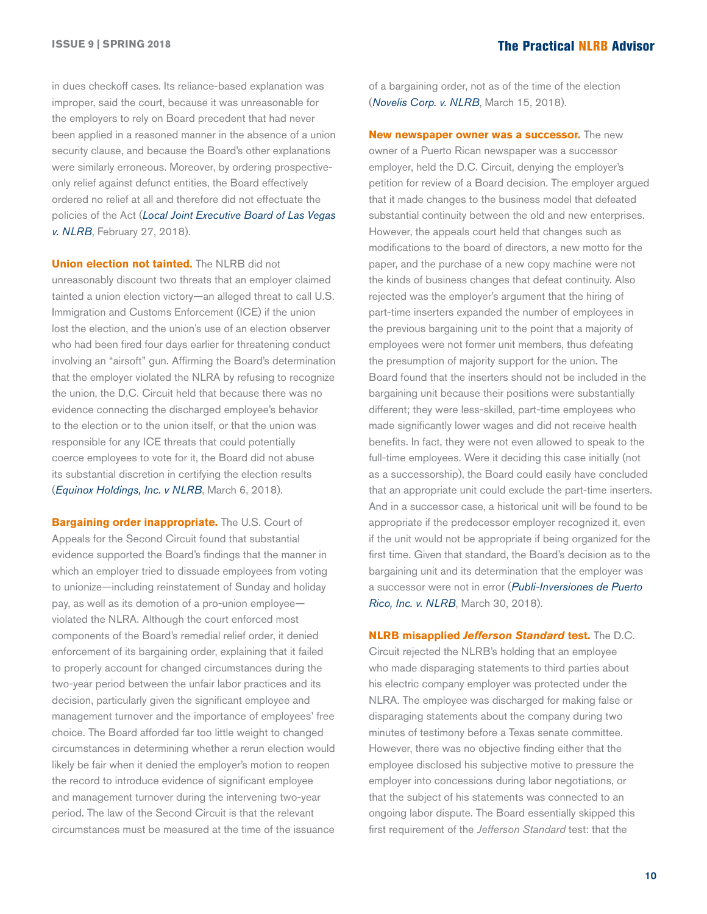in dues checkoff cases. Its reliance-based explanation was improper, said the court, because it was unreasonable for the employers to rely on Board precedent that had never been applied in a reasoned manner in the absence of a union security clause, and because the Board's other explanations were similarly erroneous. Moreover, by ordering prospective-only relief against defunct entities, the Board effectively ordered no relief at all and therefore did not effectuate the policies of the Act (*Local Joint Executive Board of Las Vegas v. NLRB*, February 27, 2018).

**Union election not tainted.** The NLRB did not unreasonably discount two threats that an employer claimed tainted a union election victory—an alleged threat to call U.S. Immigration and Customs Enforcement (ICE) if the union lost the election, and the union's use of an election observer who had been fired four days earlier for threatening conduct involving an "airsoft" gun. Affirming the Board's determination that the employer violated the NLRA by refusing to recognize the union, the D.C. Circuit held that because there was no evidence connecting the discharged employee's behavior to the election or to the union itself, or that the union was responsible for any ICE threats that could potentially coerce employees to vote for it, the Board did not abuse its substantial discretion in certifying the election results (*Equinox Holdings, Inc. v NLRB*, March 6, 2018).

**Bargaining order inappropriate.** The U.S. Court of Appeals for the Second Circuit found that substantial evidence supported the Board's findings that the manner in which an employer tried to dissuade employees from voting to unionize—including reinstatement of Sunday and holiday pay, as well as its demotion of a pro-union employee—violated the NLRA. Although the court enforced most components of the Board's remedial relief order, it denied enforcement of its bargaining order, explaining that it failed to properly account for changed circumstances during the two-year period between the unfair labor practices and its decision, particularly given the significant employee and management turnover and the importance of employees' free choice. The Board afforded far too little weight to changed circumstances in determining whether a rerun election would likely be fair when it denied the employer's motion to reopen the record to introduce evidence of significant employee and management turnover during the intervening two-year period. The law of the Second Circuit is that the relevant circumstances must be measured at the time of the issuance of a bargaining order, not as of the time of the election (*Novelis Corp. v. NLRB*, March 15, 2018).

**New newspaper owner was a successor.** The new owner of a Puerto Rican newspaper was a successor employer, held the D.C. Circuit, denying the employer's petition for review of a Board decision. The employer argued that it made changes to the business model that defeated substantial continuity between the old and new enterprises. However, the appeals court held that changes such as modifications to the board of directors, a new motto for the paper, and the purchase of a new copy machine were not the kinds of business changes that defeat continuity. Also rejected was the employer's argument that the hiring of part-time inserters expanded the number of employees in the previous bargaining unit to the point that a majority of employees were not former unit members, thus defeating the presumption of majority support for the union. The Board found that the inserters should not be included in the bargaining unit because their positions were substantially different; they were less-skilled, part-time employees who made significantly lower wages and did not receive health benefits. In fact, they were not even allowed to speak to the full-time employees. Were it deciding this case initially (not as a successorship), the Board could easily have concluded that an appropriate unit could exclude the part-time inserters. And in a successor case, a historical unit will be found to be appropriate if the predecessor employer recognized it, even if the unit would not be appropriate if being organized for the first time. Given that standard, the Board's decision as to the bargaining unit and its determination that the employer was a successor were not in error (*Publi-Inversiones de Puerto Rico, Inc. v. NLRB*, March 30, 2018).

**NLRB misapplied *Jefferson Standard* test.** The D.C. Circuit rejected the NLRB's holding that an employee who made disparaging statements to third parties about his electric company employer was protected under the NLRA. The employee was discharged for making false or disparaging statements about the company during two minutes of testimony before a Texas senate committee. However, there was no objective finding either that the employee disclosed his subjective motive to pressure the employer into concessions during labor negotiations, or that the subject of his statements was connected to an ongoing labor dispute. The Board essentially skipped this first requirement of the *Jefferson Standard* test: that the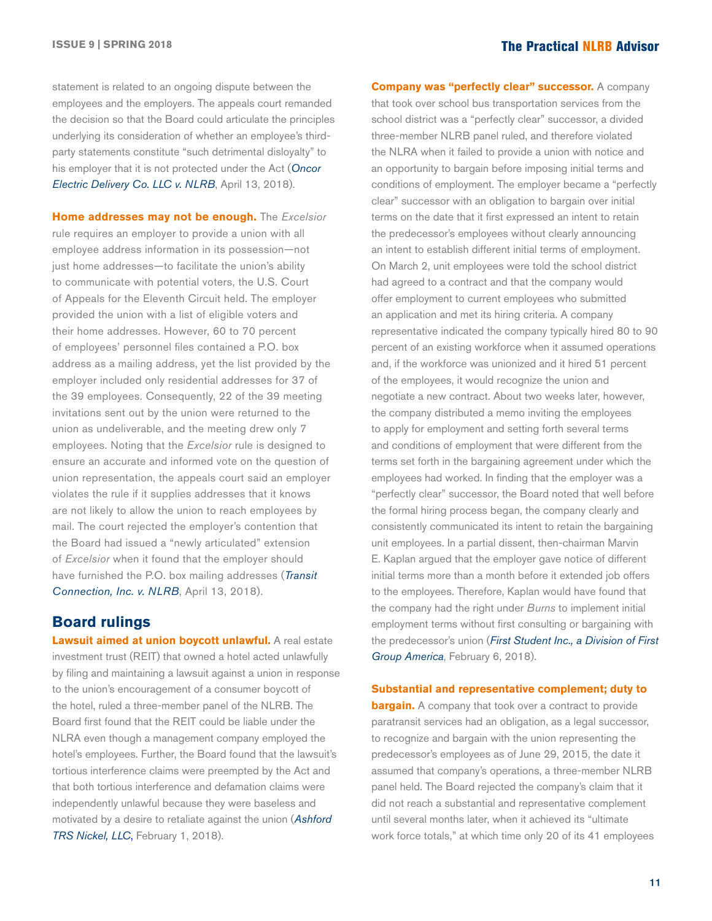statement is related to an ongoing dispute between the employees and the employers. The appeals court remanded the decision so that the Board could articulate the principles underlying its consideration of whether an employee's third-party statements constitute "such detrimental disloyalty" to his employer that it is not protected under the Act (*Oncor Electric Delivery Co. LLC v. NLRB*, April 13, 2018).

**Home addresses may not be enough.** The *Excelsior* rule requires an employer to provide a union with all employee address information in its possession—not just home addresses—to facilitate the union's ability to communicate with potential voters, the U.S. Court of Appeals for the Eleventh Circuit held. The employer provided the union with a list of eligible voters and their home addresses. However, 60 to 70 percent of employees' personnel files contained a P.O. box address as a mailing address, yet the list provided by the employer included only residential addresses for 37 of the 39 employees. Consequently, 22 of the 39 meeting invitations sent out by the union were returned to the union as undeliverable, and the meeting drew only 7 employees. Noting that the *Excelsior* rule is designed to ensure an accurate and informed vote on the question of union representation, the appeals court said an employer violates the rule if it supplies addresses that it knows are not likely to allow the union to reach employees by mail. The court rejected the employer's contention that the Board had issued a "newly articulated" extension of *Excelsior* when it found that the employer should have furnished the P.O. box mailing addresses (*Transit Connection, Inc. v. NLRB*, April 13, 2018).

## Board rulings

**Lawsuit aimed at union boycott unlawful.** A real estate investment trust (REIT) that owned a hotel acted unlawfully by filing and maintaining a lawsuit against a union in response to the union's encouragement of a consumer boycott of the hotel, ruled a three-member panel of the NLRB. The Board first found that the REIT could be liable under the NLRA even though a management company employed the hotel's employees. Further, the Board found that the lawsuit's tortious interference claims were preempted by the Act and that both tortious interference and defamation claims were independently unlawful because they were baseless and motivated by a desire to retaliate against the union (*Ashford TRS Nickel, LLC*, February 1, 2018).

**Company was "perfectly clear" successor.** A company that took over school bus transportation services from the school district was a "perfectly clear" successor, a divided three-member NLRB panel ruled, and therefore violated the NLRA when it failed to provide a union with notice and an opportunity to bargain before imposing initial terms and conditions of employment. The employer became a "perfectly clear" successor with an obligation to bargain over initial terms on the date that it first expressed an intent to retain the predecessor's employees without clearly announcing an intent to establish different initial terms of employment. On March 2, unit employees were told the school district had agreed to a contract and that the company would offer employment to current employees who submitted an application and met its hiring criteria. A company representative indicated the company typically hired 80 to 90 percent of an existing workforce when it assumed operations and, if the workforce was unionized and it hired 51 percent of the employees, it would recognize the union and negotiate a new contract. About two weeks later, however, the company distributed a memo inviting the employees to apply for employment and setting forth several terms and conditions of employment that were different from the terms set forth in the bargaining agreement under which the employees had worked. In finding that the employer was a "perfectly clear" successor, the Board noted that well before the formal hiring process began, the company clearly and consistently communicated its intent to retain the bargaining unit employees. In a partial dissent, then-chairman Marvin E. Kaplan argued that the employer gave notice of different initial terms more than a month before it extended job offers to the employees. Therefore, Kaplan would have found that the company had the right under *Burns* to implement initial employment terms without first consulting or bargaining with the predecessor's union (*First Student Inc., a Division of First Group America*, February 6, 2018).

**Substantial and representative complement; duty to bargain.** A company that took over a contract to provide paratransit services had an obligation, as a legal successor, to recognize and bargain with the union representing the predecessor's employees as of June 29, 2015, the date it assumed that company's operations, a three-member NLRB panel held. The Board rejected the company's claim that it did not reach a substantial and representative complement until several months later, when it achieved its "ultimate work force totals," at which time only 20 of its 41 employees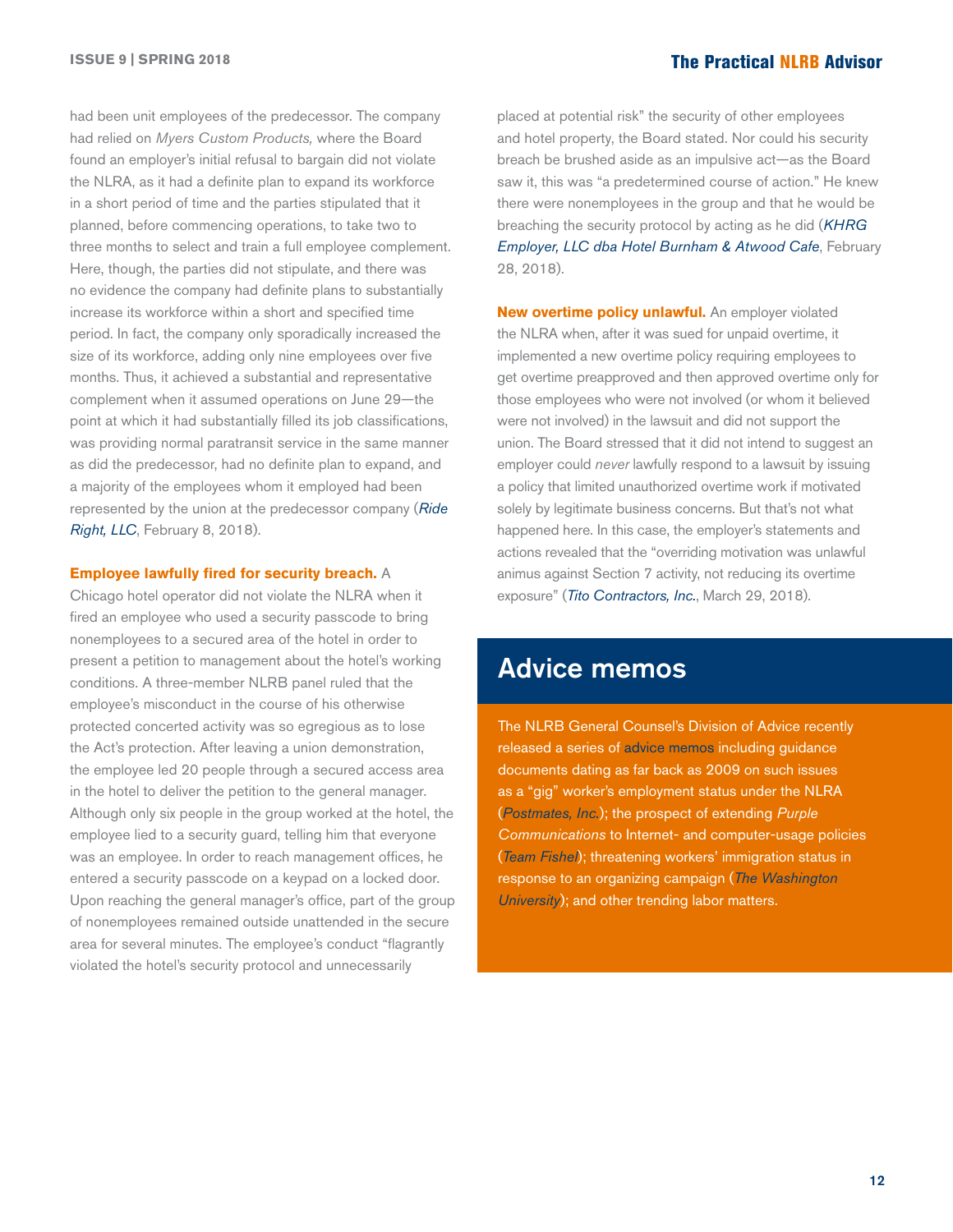had been unit employees of the predecessor. The company had relied on *Myers Custom Products,* where the Board found an employer's initial refusal to bargain did not violate the NLRA, as it had a definite plan to expand its workforce in a short period of time and the parties stipulated that it planned, before commencing operations, to take two to three months to select and train a full employee complement. Here, though, the parties did not stipulate, and there was no evidence the company had definite plans to substantially increase its workforce within a short and specified time period. In fact, the company only sporadically increased the size of its workforce, adding only nine employees over five months. Thus, it achieved a substantial and representative complement when it assumed operations on June 29—the point at which it had substantially filled its job classifications, was providing normal paratransit service in the same manner as did the predecessor, had no definite plan to expand, and a majority of the employees whom it employed had been represented by the union at the predecessor company (*Ride Right, LLC*, February 8, 2018).

**Employee lawfully fired for security breach.** A Chicago hotel operator did not violate the NLRA when it fired an employee who used a security passcode to bring nonemployees to a secured area of the hotel in order to present a petition to management about the hotel's working conditions. A three-member NLRB panel ruled that the employee's misconduct in the course of his otherwise protected concerted activity was so egregious as to lose the Act's protection. After leaving a union demonstration, the employee led 20 people through a secured access area in the hotel to deliver the petition to the general manager. Although only six people in the group worked at the hotel, the employee lied to a security guard, telling him that everyone was an employee. In order to reach management offices, he entered a security passcode on a keypad on a locked door. Upon reaching the general manager's office, part of the group of nonemployees remained outside unattended in the secure area for several minutes. The employee's conduct "flagrantly violated the hotel's security protocol and unnecessarily placed at potential risk" the security of other employees and hotel property, the Board stated. Nor could his security breach be brushed aside as an impulsive act—as the Board saw it, this was "a predetermined course of action." He knew there were nonemployees in the group and that he would be breaching the security protocol by acting as he did (*KHRG Employer, LLC dba Hotel Burnham & Atwood Cafe*, February 28, 2018).

**New overtime policy unlawful.** An employer violated the NLRA when, after it was sued for unpaid overtime, it implemented a new overtime policy requiring employees to get overtime preapproved and then approved overtime only for those employees who were not involved (or whom it believed were not involved) in the lawsuit and did not support the union. The Board stressed that it did not intend to suggest an employer could *never* lawfully respond to a lawsuit by issuing a policy that limited unauthorized overtime work if motivated solely by legitimate business concerns. But that's not what happened here. In this case, the employer's statements and actions revealed that the "overriding motivation was unlawful animus against Section 7 activity, not reducing its overtime exposure" (*Tito Contractors, Inc.*, March 29, 2018).

## Advice memos

The NLRB General Counsel's Division of Advice recently released a series of advice memos including guidance documents dating as far back as 2009 on such issues as a "gig" worker's employment status under the NLRA (*Postmates, Inc.*); the prospect of extending *Purple Communications* to Internet- and computer-usage policies (*Team Fishel*); threatening workers' immigration status in response to an organizing campaign (*The Washington University*); and other trending labor matters.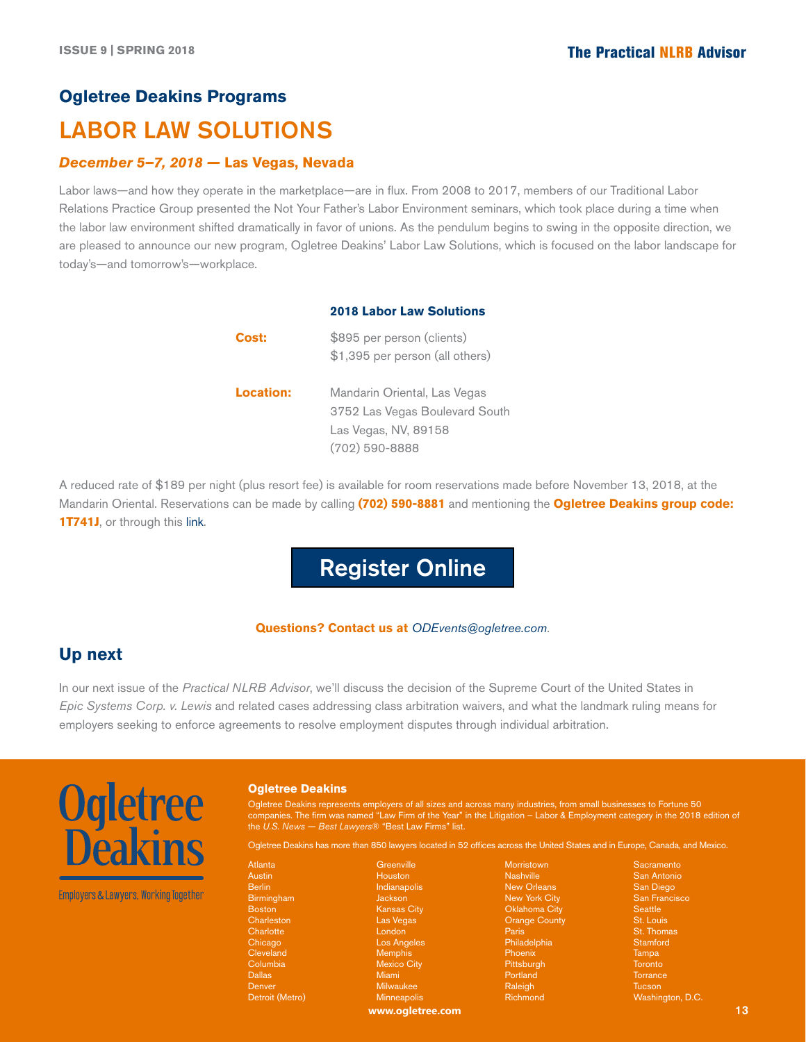## Ogletree Deakins Programs

# LABOR LAW SOLUTIONS

***December 5–7, 2018* — Las Vegas, Nevada**

Labor laws—and how they operate in the marketplace—are in flux. From 2008 to 2017, members of our Traditional Labor Relations Practice Group presented the Not Your Father's Labor Environment seminars, which took place during a time when the labor law environment shifted dramatically in favor of unions. As the pendulum begins to swing in the opposite direction, we are pleased to announce our new program, Ogletree Deakins' Labor Law Solutions, which is focused on the labor landscape for today's—and tomorrow's—workplace.

**2018 Labor Law Solutions**

| | |
|---|---|
| **Cost:** | $895 per person (clients)<br>$1,395 per person (all others) |
| **Location:** | Mandarin Oriental, Las Vegas<br>3752 Las Vegas Boulevard South<br>Las Vegas, NV, 89158<br>(702) 590-8888 |

A reduced rate of $189 per night (plus resort fee) is available for room reservations made before November 13, 2018, at the Mandarin Oriental. Reservations can be made by calling **(702) 590-8881** and mentioning the **Ogletree Deakins group code: 1T741J**, or through this link.

**Register Online**

**Questions? Contact us at** *ODEvents@ogletree.com*.

## Up next

In our next issue of the *Practical NLRB Advisor*, we'll discuss the decision of the Supreme Court of the United States in *Epic Systems Corp. v. Lewis* and related cases addressing class arbitration waivers, and what the landmark ruling means for employers seeking to enforce agreements to resolve employment disputes through individual arbitration.

Ogletree Deakins

Employers & Lawyers, Working Together

**Ogletree Deakins**

Ogletree Deakins represents employers of all sizes and across many industries, from small businesses to Fortune 50 companies. The firm was named "Law Firm of the Year" in the Litigation – Labor & Employment category in the 2018 edition of the *U.S. News — Best Lawyers*® "Best Law Firms" list.

Ogletree Deakins has more than 850 lawyers located in 52 offices across the United States and in Europe, Canada, and Mexico.

Atlanta
Austin
Berlin
Birmingham
Boston
Charleston
Charlotte
Chicago
Cleveland
Columbia
Dallas
Denver
Detroit (Metro)
Greenville
Houston
Indianapolis
Jackson
Kansas City
Las Vegas
London
Los Angeles
Memphis
Mexico City
Miami
Milwaukee
Minneapolis
Morristown
Nashville
New Orleans
New York City
Oklahoma City
Orange County
Paris
Philadelphia
Phoenix
Pittsburgh
Portland
Raleigh
Richmond
Sacramento
San Antonio
San Diego
San Francisco
Seattle
St. Louis
St. Thomas
Stamford
Tampa
Toronto
Torrance
Tucson
Washington, D.C.

**www.ogletree.com**